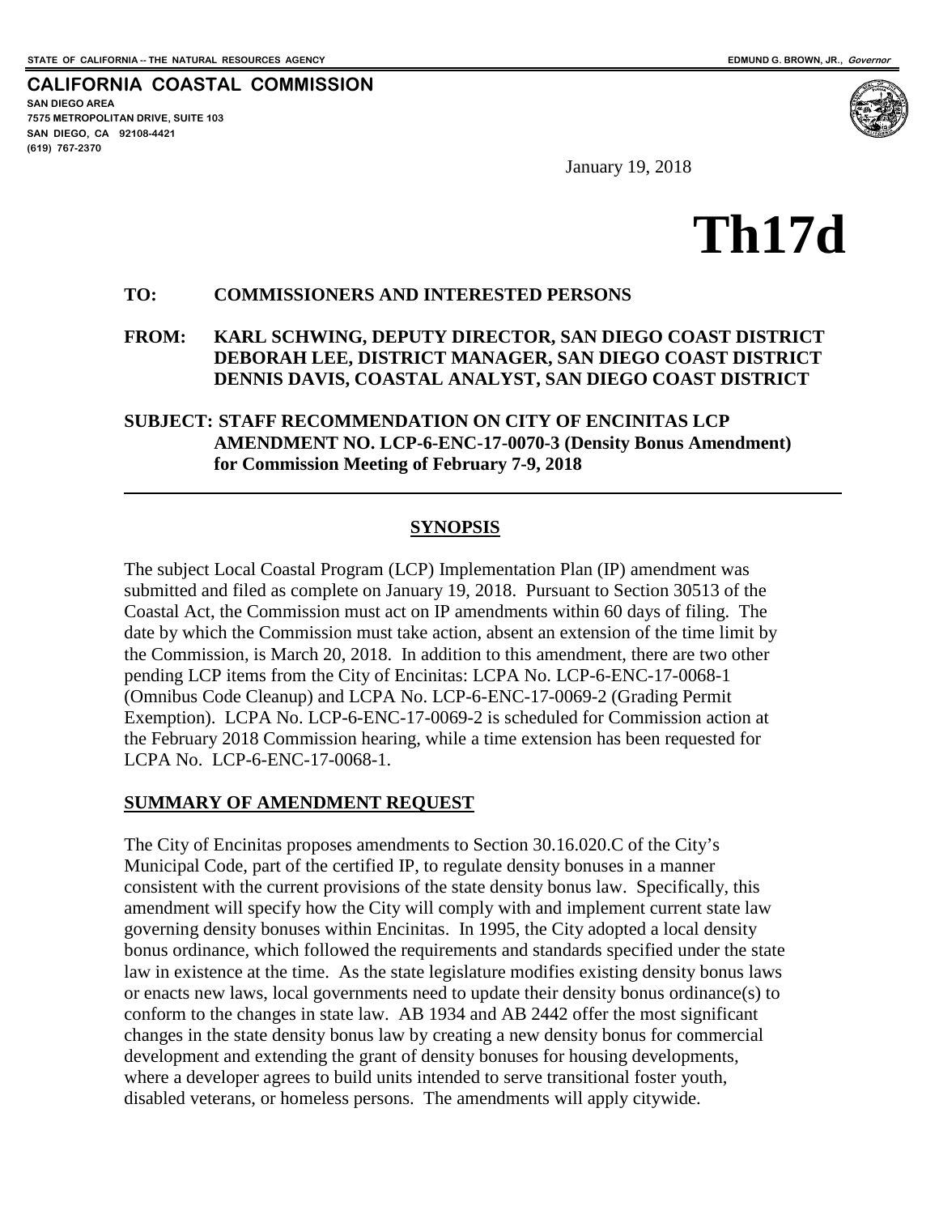STATE OF CALIFORNIA -- THE NATURAL RESOURCES AGENCY EDMUND G. BROWN, JR., *Governor*

**CALIFORNIA COASTAL COMMISSION**
**SAN DIEGO AREA**
**7575 METROPOLITAN DRIVE, SUITE 103**
**SAN DIEGO, CA 92108-4421**
**(619) 767-2370**

January 19, 2018

# Th17d

**TO:** **COMMISSIONERS AND INTERESTED PERSONS**

**FROM:** **KARL SCHWING, DEPUTY DIRECTOR, SAN DIEGO COAST DISTRICT**
**DEBORAH LEE, DISTRICT MANAGER, SAN DIEGO COAST DISTRICT**
**DENNIS DAVIS, COASTAL ANALYST, SAN DIEGO COAST DISTRICT**

**SUBJECT: STAFF RECOMMENDATION ON CITY OF ENCINITAS LCP AMENDMENT NO. LCP-6-ENC-17-0070-3 (Density Bonus Amendment) for Commission Meeting of February 7-9, 2018**

---

## SYNOPSIS

The subject Local Coastal Program (LCP) Implementation Plan (IP) amendment was submitted and filed as complete on January 19, 2018. Pursuant to Section 30513 of the Coastal Act, the Commission must act on IP amendments within 60 days of filing. The date by which the Commission must take action, absent an extension of the time limit by the Commission, is March 20, 2018. In addition to this amendment, there are two other pending LCP items from the City of Encinitas: LCPA No. LCP-6-ENC-17-0068-1 (Omnibus Code Cleanup) and LCPA No. LCP-6-ENC-17-0069-2 (Grading Permit Exemption). LCPA No. LCP-6-ENC-17-0069-2 is scheduled for Commission action at the February 2018 Commission hearing, while a time extension has been requested for LCPA No. LCP-6-ENC-17-0068-1.

### SUMMARY OF AMENDMENT REQUEST

The City of Encinitas proposes amendments to Section 30.16.020.C of the City's Municipal Code, part of the certified IP, to regulate density bonuses in a manner consistent with the current provisions of the state density bonus law. Specifically, this amendment will specify how the City will comply with and implement current state law governing density bonuses within Encinitas. In 1995, the City adopted a local density bonus ordinance, which followed the requirements and standards specified under the state law in existence at the time. As the state legislature modifies existing density bonus laws or enacts new laws, local governments need to update their density bonus ordinance(s) to conform to the changes in state law. AB 1934 and AB 2442 offer the most significant changes in the state density bonus law by creating a new density bonus for commercial development and extending the grant of density bonuses for housing developments, where a developer agrees to build units intended to serve transitional foster youth, disabled veterans, or homeless persons. The amendments will apply citywide.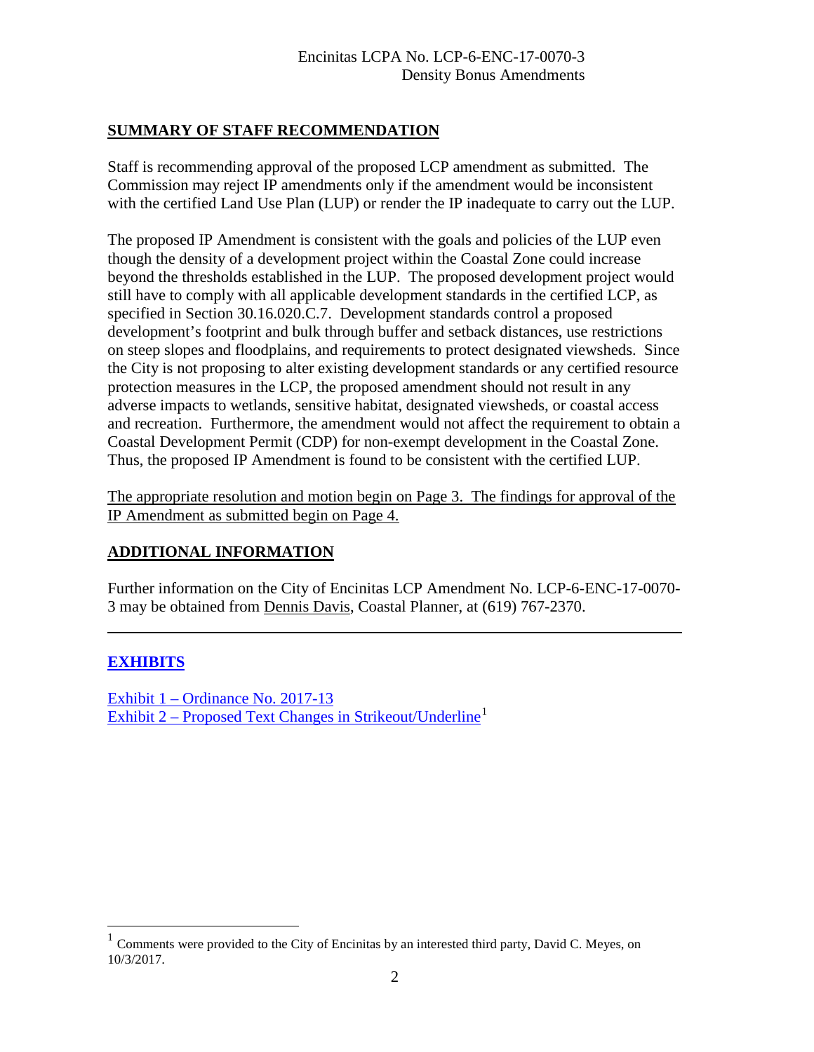## SUMMARY OF STAFF RECOMMENDATION

Staff is recommending approval of the proposed LCP amendment as submitted. The Commission may reject IP amendments only if the amendment would be inconsistent with the certified Land Use Plan (LUP) or render the IP inadequate to carry out the LUP.

The proposed IP Amendment is consistent with the goals and policies of the LUP even though the density of a development project within the Coastal Zone could increase beyond the thresholds established in the LUP. The proposed development project would still have to comply with all applicable development standards in the certified LCP, as specified in Section 30.16.020.C.7. Development standards control a proposed development's footprint and bulk through buffer and setback distances, use restrictions on steep slopes and floodplains, and requirements to protect designated viewsheds. Since the City is not proposing to alter existing development standards or any certified resource protection measures in the LCP, the proposed amendment should not result in any adverse impacts to wetlands, sensitive habitat, designated viewsheds, or coastal access and recreation. Furthermore, the amendment would not affect the requirement to obtain a Coastal Development Permit (CDP) for non-exempt development in the Coastal Zone. Thus, the proposed IP Amendment is found to be consistent with the certified LUP.

The appropriate resolution and motion begin on Page 3. The findings for approval of the IP Amendment as submitted begin on Page 4.

## ADDITIONAL INFORMATION

Further information on the City of Encinitas LCP Amendment No. LCP-6-ENC-17-0070-3 may be obtained from Dennis Davis, Coastal Planner, at (619) 767-2370.

---

## EXHIBITS

Exhibit 1 – Ordinance No. 2017-13
Exhibit 2 – Proposed Text Changes in Strikeout/Underline[1]

[1] Comments were provided to the City of Encinitas by an interested third party, David C. Meyes, on 10/3/2017.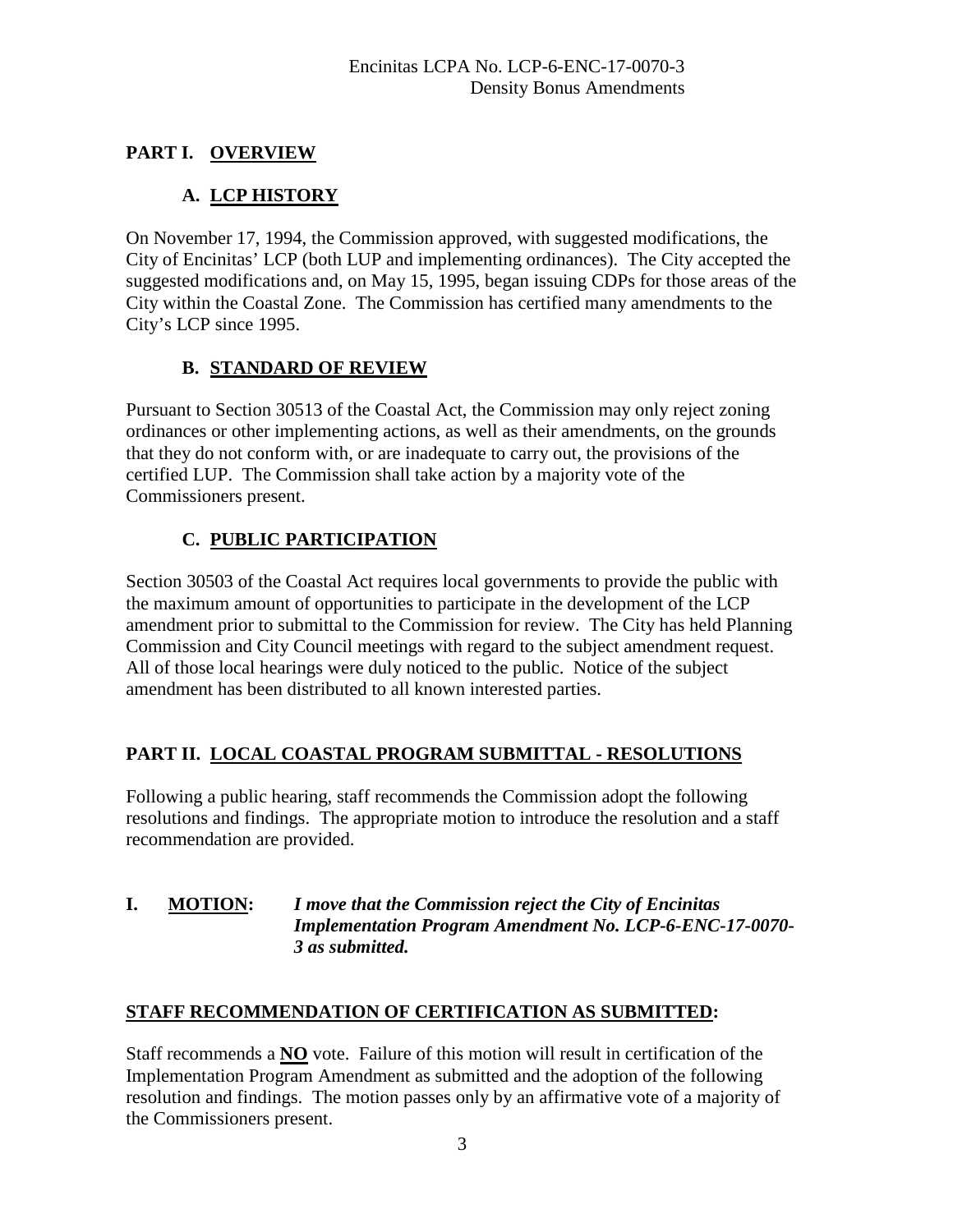## PART I. OVERVIEW

### A. LCP HISTORY

On November 17, 1994, the Commission approved, with suggested modifications, the City of Encinitas' LCP (both LUP and implementing ordinances). The City accepted the suggested modifications and, on May 15, 1995, began issuing CDPs for those areas of the City within the Coastal Zone. The Commission has certified many amendments to the City's LCP since 1995.

### B. STANDARD OF REVIEW

Pursuant to Section 30513 of the Coastal Act, the Commission may only reject zoning ordinances or other implementing actions, as well as their amendments, on the grounds that they do not conform with, or are inadequate to carry out, the provisions of the certified LUP. The Commission shall take action by a majority vote of the Commissioners present.

### C. PUBLIC PARTICIPATION

Section 30503 of the Coastal Act requires local governments to provide the public with the maximum amount of opportunities to participate in the development of the LCP amendment prior to submittal to the Commission for review. The City has held Planning Commission and City Council meetings with regard to the subject amendment request. All of those local hearings were duly noticed to the public. Notice of the subject amendment has been distributed to all known interested parties.

## PART II. LOCAL COASTAL PROGRAM SUBMITTAL - RESOLUTIONS

Following a public hearing, staff recommends the Commission adopt the following resolutions and findings. The appropriate motion to introduce the resolution and a staff recommendation are provided.

**I. MOTION:** ***I move that the Commission reject the City of Encinitas Implementation Program Amendment No. LCP-6-ENC-17-0070-3 as submitted.***

**STAFF RECOMMENDATION OF CERTIFICATION AS SUBMITTED:**

Staff recommends a **NO** vote. Failure of this motion will result in certification of the Implementation Program Amendment as submitted and the adoption of the following resolution and findings. The motion passes only by an affirmative vote of a majority of the Commissioners present.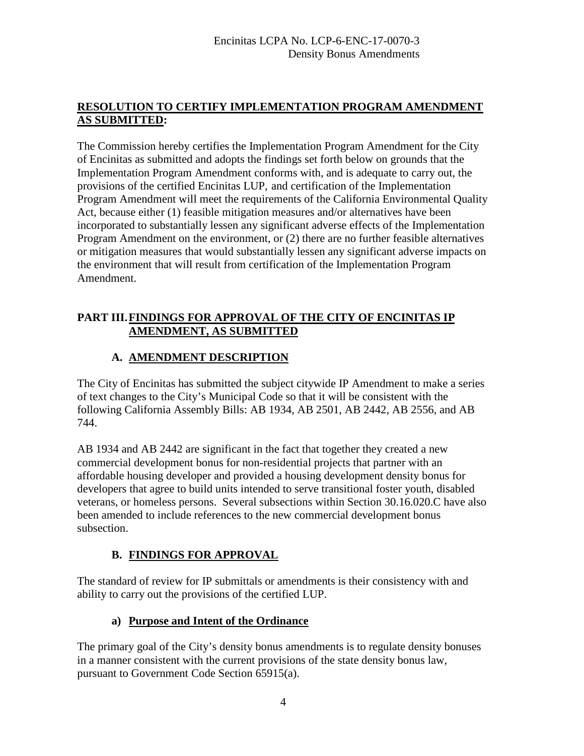**RESOLUTION TO CERTIFY IMPLEMENTATION PROGRAM AMENDMENT AS SUBMITTED:**

The Commission hereby certifies the Implementation Program Amendment for the City of Encinitas as submitted and adopts the findings set forth below on grounds that the Implementation Program Amendment conforms with, and is adequate to carry out, the provisions of the certified Encinitas LUP, and certification of the Implementation Program Amendment will meet the requirements of the California Environmental Quality Act, because either (1) feasible mitigation measures and/or alternatives have been incorporated to substantially lessen any significant adverse effects of the Implementation Program Amendment on the environment, or (2) there are no further feasible alternatives or mitigation measures that would substantially lessen any significant adverse impacts on the environment that will result from certification of the Implementation Program Amendment.

## PART III. FINDINGS FOR APPROVAL OF THE CITY OF ENCINITAS IP AMENDMENT, AS SUBMITTED

### A. AMENDMENT DESCRIPTION

The City of Encinitas has submitted the subject citywide IP Amendment to make a series of text changes to the City's Municipal Code so that it will be consistent with the following California Assembly Bills: AB 1934, AB 2501, AB 2442, AB 2556, and AB 744.

AB 1934 and AB 2442 are significant in the fact that together they created a new commercial development bonus for non-residential projects that partner with an affordable housing developer and provided a housing development density bonus for developers that agree to build units intended to serve transitional foster youth, disabled veterans, or homeless persons. Several subsections within Section 30.16.020.C have also been amended to include references to the new commercial development bonus subsection.

### B. FINDINGS FOR APPROVAL

The standard of review for IP submittals or amendments is their consistency with and ability to carry out the provisions of the certified LUP.

#### a) Purpose and Intent of the Ordinance

The primary goal of the City's density bonus amendments is to regulate density bonuses in a manner consistent with the current provisions of the state density bonus law, pursuant to Government Code Section 65915(a).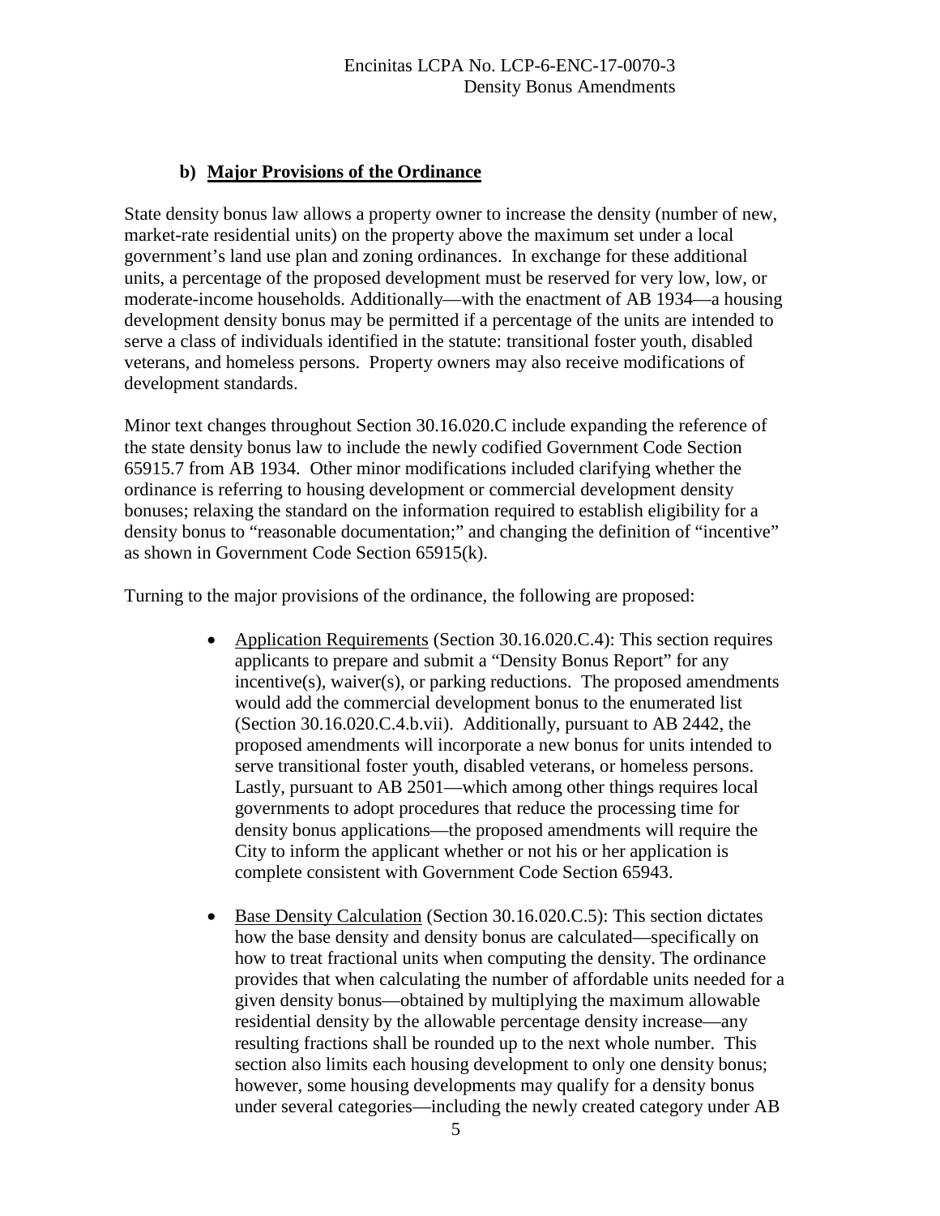### b) Major Provisions of the Ordinance

State density bonus law allows a property owner to increase the density (number of new, market-rate residential units) on the property above the maximum set under a local government's land use plan and zoning ordinances. In exchange for these additional units, a percentage of the proposed development must be reserved for very low, low, or moderate-income households. Additionally—with the enactment of AB 1934—a housing development density bonus may be permitted if a percentage of the units are intended to serve a class of individuals identified in the statute: transitional foster youth, disabled veterans, and homeless persons. Property owners may also receive modifications of development standards.

Minor text changes throughout Section 30.16.020.C include expanding the reference of the state density bonus law to include the newly codified Government Code Section 65915.7 from AB 1934. Other minor modifications included clarifying whether the ordinance is referring to housing development or commercial development density bonuses; relaxing the standard on the information required to establish eligibility for a density bonus to "reasonable documentation;" and changing the definition of "incentive" as shown in Government Code Section 65915(k).

Turning to the major provisions of the ordinance, the following are proposed:

- Application Requirements (Section 30.16.020.C.4): This section requires applicants to prepare and submit a "Density Bonus Report" for any incentive(s), waiver(s), or parking reductions. The proposed amendments would add the commercial development bonus to the enumerated list (Section 30.16.020.C.4.b.vii). Additionally, pursuant to AB 2442, the proposed amendments will incorporate a new bonus for units intended to serve transitional foster youth, disabled veterans, or homeless persons. Lastly, pursuant to AB 2501—which among other things requires local governments to adopt procedures that reduce the processing time for density bonus applications—the proposed amendments will require the City to inform the applicant whether or not his or her application is complete consistent with Government Code Section 65943.

- Base Density Calculation (Section 30.16.020.C.5): This section dictates how the base density and density bonus are calculated—specifically on how to treat fractional units when computing the density. The ordinance provides that when calculating the number of affordable units needed for a given density bonus—obtained by multiplying the maximum allowable residential density by the allowable percentage density increase—any resulting fractions shall be rounded up to the next whole number. This section also limits each housing development to only one density bonus; however, some housing developments may qualify for a density bonus under several categories—including the newly created category under AB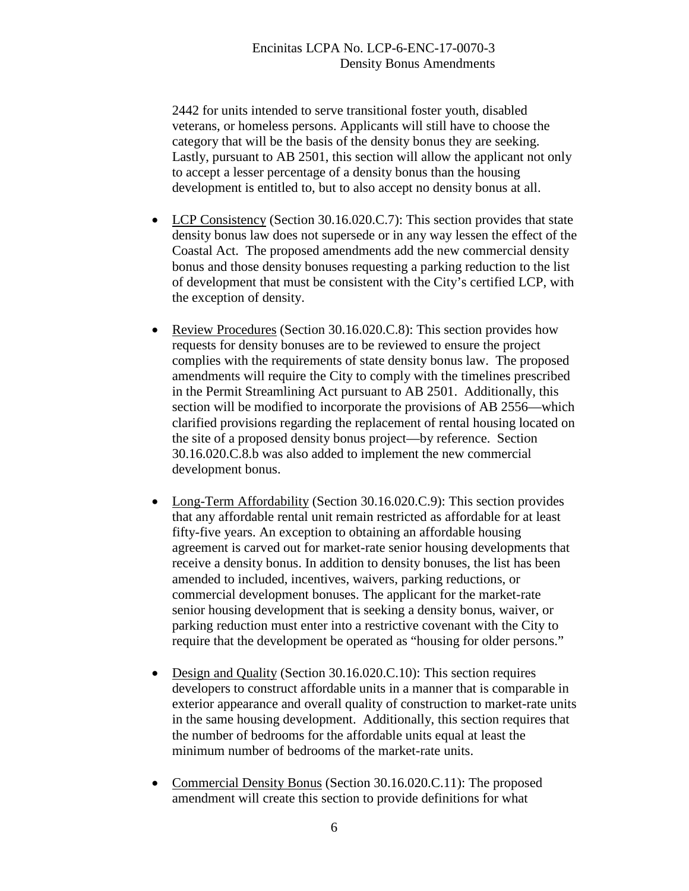2442 for units intended to serve transitional foster youth, disabled veterans, or homeless persons. Applicants will still have to choose the category that will be the basis of the density bonus they are seeking. Lastly, pursuant to AB 2501, this section will allow the applicant not only to accept a lesser percentage of a density bonus than the housing development is entitled to, but to also accept no density bonus at all.

- LCP Consistency (Section 30.16.020.C.7): This section provides that state density bonus law does not supersede or in any way lessen the effect of the Coastal Act. The proposed amendments add the new commercial density bonus and those density bonuses requesting a parking reduction to the list of development that must be consistent with the City's certified LCP, with the exception of density.

- Review Procedures (Section 30.16.020.C.8): This section provides how requests for density bonuses are to be reviewed to ensure the project complies with the requirements of state density bonus law. The proposed amendments will require the City to comply with the timelines prescribed in the Permit Streamlining Act pursuant to AB 2501. Additionally, this section will be modified to incorporate the provisions of AB 2556—which clarified provisions regarding the replacement of rental housing located on the site of a proposed density bonus project—by reference. Section 30.16.020.C.8.b was also added to implement the new commercial development bonus.

- Long-Term Affordability (Section 30.16.020.C.9): This section provides that any affordable rental unit remain restricted as affordable for at least fifty-five years. An exception to obtaining an affordable housing agreement is carved out for market-rate senior housing developments that receive a density bonus. In addition to density bonuses, the list has been amended to included, incentives, waivers, parking reductions, or commercial development bonuses. The applicant for the market-rate senior housing development that is seeking a density bonus, waiver, or parking reduction must enter into a restrictive covenant with the City to require that the development be operated as "housing for older persons."

- Design and Quality (Section 30.16.020.C.10): This section requires developers to construct affordable units in a manner that is comparable in exterior appearance and overall quality of construction to market-rate units in the same housing development. Additionally, this section requires that the number of bedrooms for the affordable units equal at least the minimum number of bedrooms of the market-rate units.

- Commercial Density Bonus (Section 30.16.020.C.11): The proposed amendment will create this section to provide definitions for what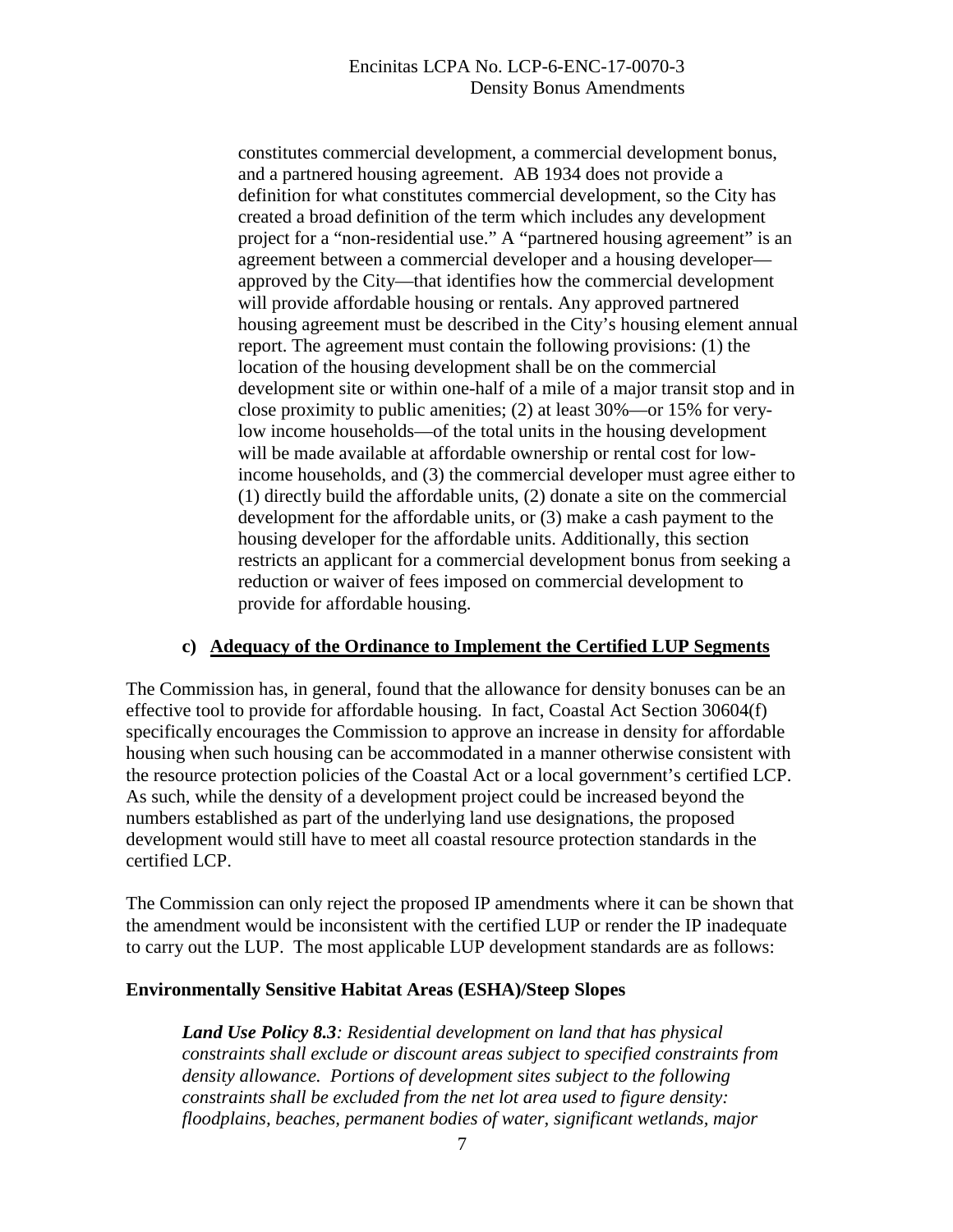constitutes commercial development, a commercial development bonus, and a partnered housing agreement. AB 1934 does not provide a definition for what constitutes commercial development, so the City has created a broad definition of the term which includes any development project for a "non-residential use." A "partnered housing agreement" is an agreement between a commercial developer and a housing developer—approved by the City—that identifies how the commercial development will provide affordable housing or rentals. Any approved partnered housing agreement must be described in the City's housing element annual report. The agreement must contain the following provisions: (1) the location of the housing development shall be on the commercial development site or within one-half of a mile of a major transit stop and in close proximity to public amenities; (2) at least 30%—or 15% for very-low income households—of the total units in the housing development will be made available at affordable ownership or rental cost for low-income households, and (3) the commercial developer must agree either to (1) directly build the affordable units, (2) donate a site on the commercial development for the affordable units, or (3) make a cash payment to the housing developer for the affordable units. Additionally, this section restricts an applicant for a commercial development bonus from seeking a reduction or waiver of fees imposed on commercial development to provide for affordable housing.

### c) Adequacy of the Ordinance to Implement the Certified LUP Segments

The Commission has, in general, found that the allowance for density bonuses can be an effective tool to provide for affordable housing. In fact, Coastal Act Section 30604(f) specifically encourages the Commission to approve an increase in density for affordable housing when such housing can be accommodated in a manner otherwise consistent with the resource protection policies of the Coastal Act or a local government's certified LCP. As such, while the density of a development project could be increased beyond the numbers established as part of the underlying land use designations, the proposed development would still have to meet all coastal resource protection standards in the certified LCP.

The Commission can only reject the proposed IP amendments where it can be shown that the amendment would be inconsistent with the certified LUP or render the IP inadequate to carry out the LUP. The most applicable LUP development standards are as follows:

**Environmentally Sensitive Habitat Areas (ESHA)/Steep Slopes**

> ***Land Use Policy 8.3****: Residential development on land that has physical constraints shall exclude or discount areas subject to specified constraints from density allowance. Portions of development sites subject to the following constraints shall be excluded from the net lot area used to figure density: floodplains, beaches, permanent bodies of water, significant wetlands, major*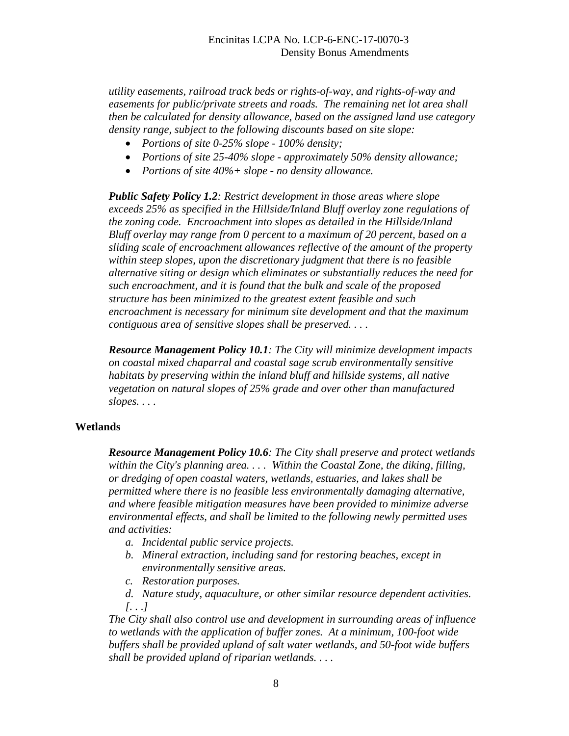*utility easements, railroad track beds or rights-of-way, and rights-of-way and easements for public/private streets and roads. The remaining net lot area shall then be calculated for density allowance, based on the assigned land use category density range, subject to the following discounts based on site slope:*

- *Portions of site 0-25% slope - 100% density;*
- *Portions of site 25-40% slope - approximately 50% density allowance;*
- *Portions of site 40%+ slope - no density allowance.*

***Public Safety Policy 1.2**: Restrict development in those areas where slope exceeds 25% as specified in the Hillside/Inland Bluff overlay zone regulations of the zoning code. Encroachment into slopes as detailed in the Hillside/Inland Bluff overlay may range from 0 percent to a maximum of 20 percent, based on a sliding scale of encroachment allowances reflective of the amount of the property within steep slopes, upon the discretionary judgment that there is no feasible alternative siting or design which eliminates or substantially reduces the need for such encroachment, and it is found that the bulk and scale of the proposed structure has been minimized to the greatest extent feasible and such encroachment is necessary for minimum site development and that the maximum contiguous area of sensitive slopes shall be preserved. . . .*

***Resource Management Policy 10.1**: The City will minimize development impacts on coastal mixed chaparral and coastal sage scrub environmentally sensitive habitats by preserving within the inland bluff and hillside systems, all native vegetation on natural slopes of 25% grade and over other than manufactured slopes. . . .*

### Wetlands

***Resource Management Policy 10.6**: The City shall preserve and protect wetlands within the City's planning area. . . . Within the Coastal Zone, the diking, filling, or dredging of open coastal waters, wetlands, estuaries, and lakes shall be permitted where there is no feasible less environmentally damaging alternative, and where feasible mitigation measures have been provided to minimize adverse environmental effects, and shall be limited to the following newly permitted uses and activities:*

*a. Incidental public service projects.*
*b. Mineral extraction, including sand for restoring beaches, except in environmentally sensitive areas.*
*c. Restoration purposes.*
*d. Nature study, aquaculture, or other similar resource dependent activities.*
*[. . .]*

*The City shall also control use and development in surrounding areas of influence to wetlands with the application of buffer zones. At a minimum, 100-foot wide buffers shall be provided upland of salt water wetlands, and 50-foot wide buffers shall be provided upland of riparian wetlands. . . .*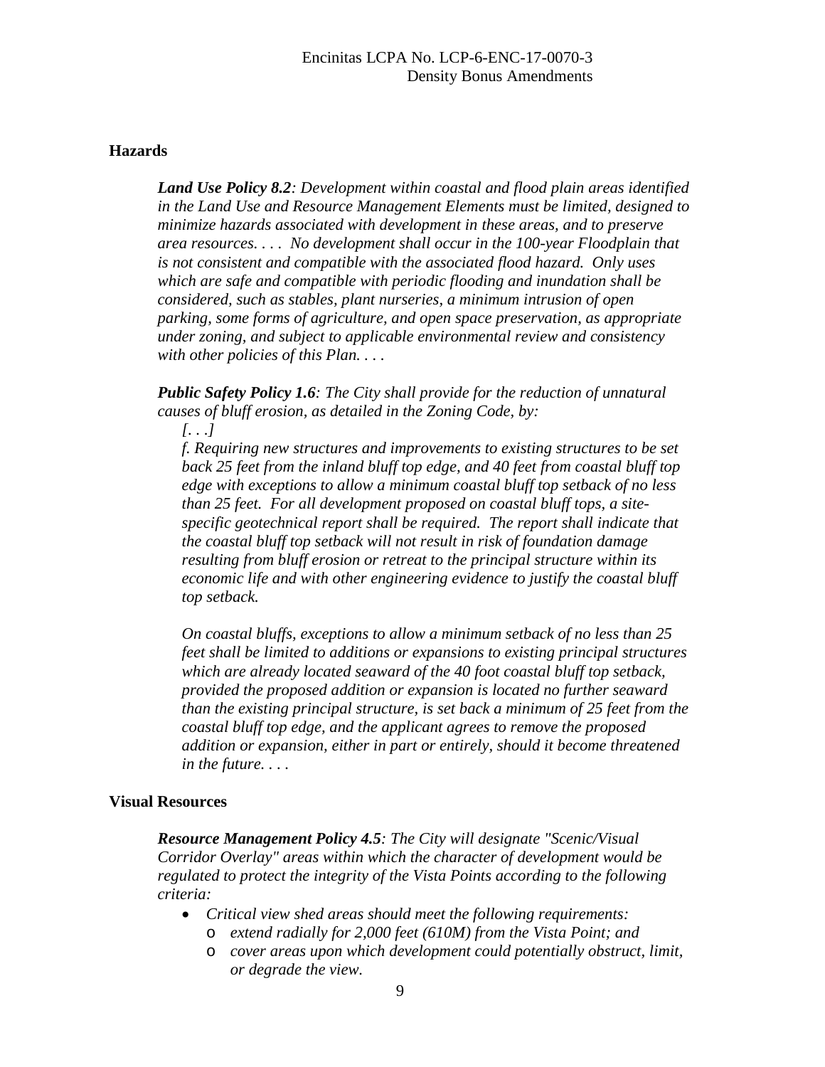### Hazards

***Land Use Policy 8.2****: Development within coastal and flood plain areas identified in the Land Use and Resource Management Elements must be limited, designed to minimize hazards associated with development in these areas, and to preserve area resources. . . .  No development shall occur in the 100-year Floodplain that is not consistent and compatible with the associated flood hazard.  Only uses which are safe and compatible with periodic flooding and inundation shall be considered, such as stables, plant nurseries, a minimum intrusion of open parking, some forms of agriculture, and open space preservation, as appropriate under zoning, and subject to applicable environmental review and consistency with other policies of this Plan. . . .*

***Public Safety Policy 1.6****: The City shall provide for the reduction of unnatural causes of bluff erosion, as detailed in the Zoning Code, by:*

*[. . .]*

*f. Requiring new structures and improvements to existing structures to be set back 25 feet from the inland bluff top edge, and 40 feet from coastal bluff top edge with exceptions to allow a minimum coastal bluff top setback of no less than 25 feet.  For all development proposed on coastal bluff tops, a site-specific geotechnical report shall be required.  The report shall indicate that the coastal bluff top setback will not result in risk of foundation damage resulting from bluff erosion or retreat to the principal structure within its economic life and with other engineering evidence to justify the coastal bluff top setback.*

*On coastal bluffs, exceptions to allow a minimum setback of no less than 25 feet shall be limited to additions or expansions to existing principal structures which are already located seaward of the 40 foot coastal bluff top setback, provided the proposed addition or expansion is located no further seaward than the existing principal structure, is set back a minimum of 25 feet from the coastal bluff top edge, and the applicant agrees to remove the proposed addition or expansion, either in part or entirely, should it become threatened in the future. . . .*

### Visual Resources

***Resource Management Policy 4.5****: The City will designate "Scenic/Visual Corridor Overlay" areas within which the character of development would be regulated to protect the integrity of the Vista Points according to the following criteria:*

- *Critical view shed areas should meet the following requirements:*
  - *extend radially for 2,000 feet (610M) from the Vista Point; and*
  - *cover areas upon which development could potentially obstruct, limit, or degrade the view.*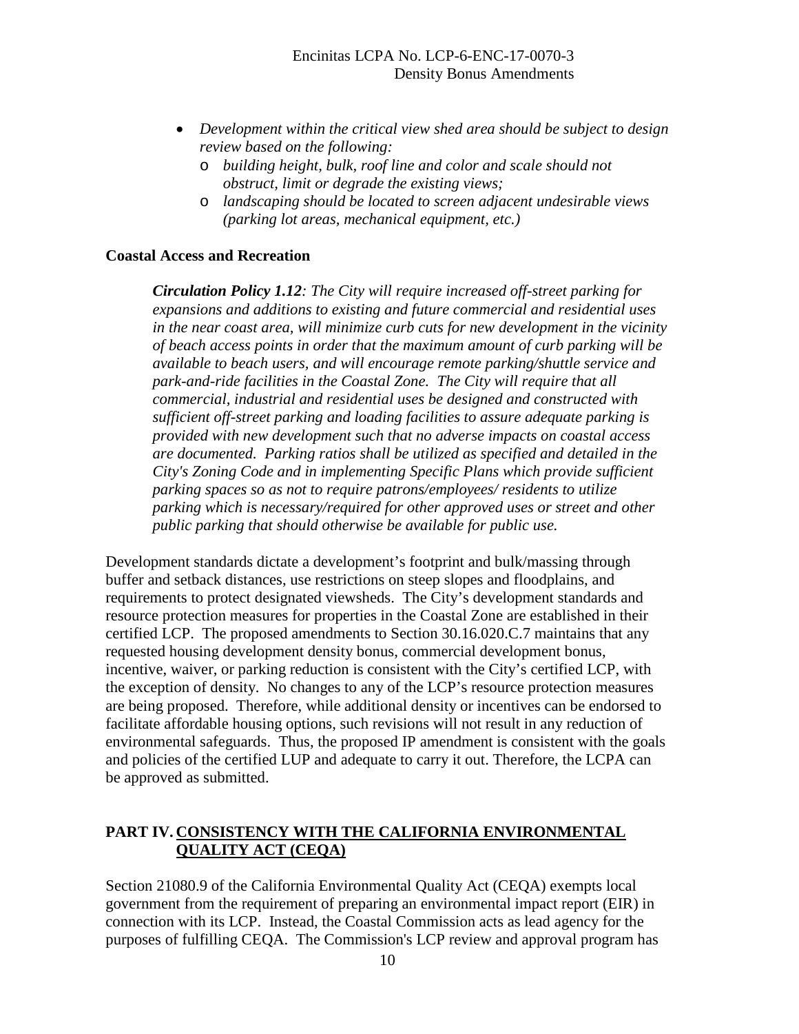- *Development within the critical view shed area should be subject to design review based on the following:*
  - *building height, bulk, roof line and color and scale should not obstruct, limit or degrade the existing views;*
  - *landscaping should be located to screen adjacent undesirable views (parking lot areas, mechanical equipment, etc.)*

**Coastal Access and Recreation**

> ***Circulation Policy 1.12****: The City will require increased off-street parking for expansions and additions to existing and future commercial and residential uses in the near coast area, will minimize curb cuts for new development in the vicinity of beach access points in order that the maximum amount of curb parking will be available to beach users, and will encourage remote parking/shuttle service and park-and-ride facilities in the Coastal Zone. The City will require that all commercial, industrial and residential uses be designed and constructed with sufficient off-street parking and loading facilities to assure adequate parking is provided with new development such that no adverse impacts on coastal access are documented. Parking ratios shall be utilized as specified and detailed in the City's Zoning Code and in implementing Specific Plans which provide sufficient parking spaces so as not to require patrons/employees/ residents to utilize parking which is necessary/required for other approved uses or street and other public parking that should otherwise be available for public use.*

Development standards dictate a development's footprint and bulk/massing through buffer and setback distances, use restrictions on steep slopes and floodplains, and requirements to protect designated viewsheds. The City's development standards and resource protection measures for properties in the Coastal Zone are established in their certified LCP. The proposed amendments to Section 30.16.020.C.7 maintains that any requested housing development density bonus, commercial development bonus, incentive, waiver, or parking reduction is consistent with the City's certified LCP, with the exception of density. No changes to any of the LCP's resource protection measures are being proposed. Therefore, while additional density or incentives can be endorsed to facilitate affordable housing options, such revisions will not result in any reduction of environmental safeguards. Thus, the proposed IP amendment is consistent with the goals and policies of the certified LUP and adequate to carry it out. Therefore, the LCPA can be approved as submitted.

## PART IV. CONSISTENCY WITH THE CALIFORNIA ENVIRONMENTAL QUALITY ACT (CEQA)

Section 21080.9 of the California Environmental Quality Act (CEQA) exempts local government from the requirement of preparing an environmental impact report (EIR) in connection with its LCP. Instead, the Coastal Commission acts as lead agency for the purposes of fulfilling CEQA. The Commission's LCP review and approval program has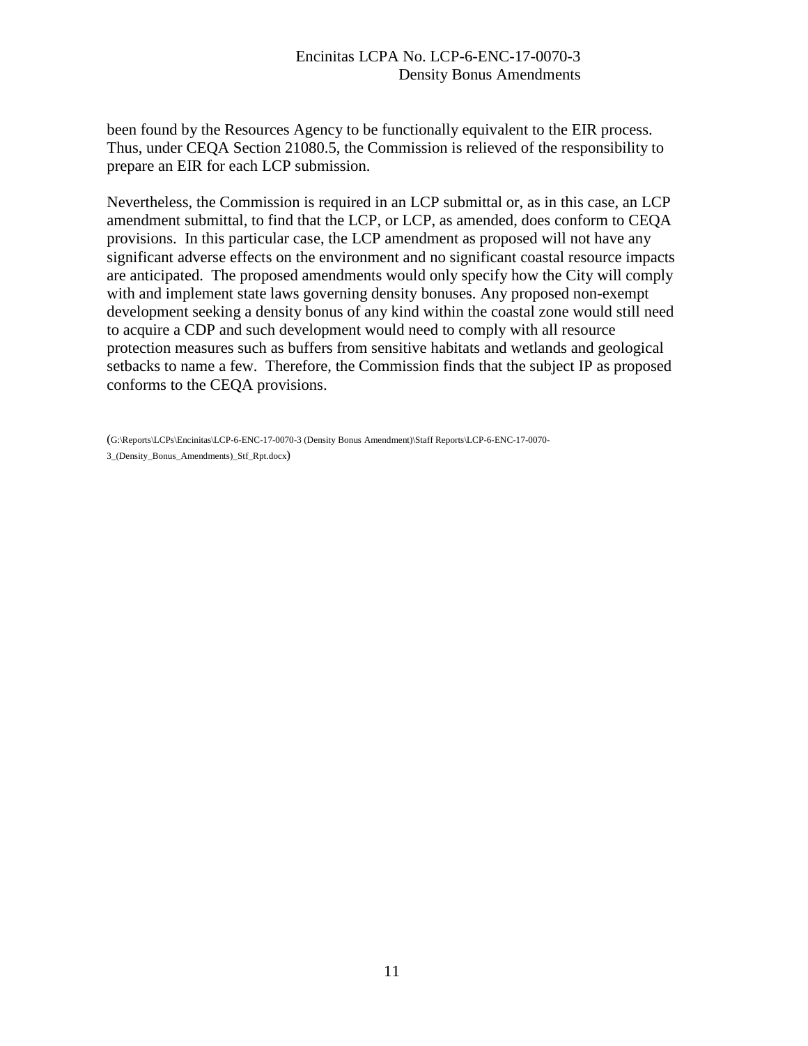been found by the Resources Agency to be functionally equivalent to the EIR process. Thus, under CEQA Section 21080.5, the Commission is relieved of the responsibility to prepare an EIR for each LCP submission.

Nevertheless, the Commission is required in an LCP submittal or, as in this case, an LCP amendment submittal, to find that the LCP, or LCP, as amended, does conform to CEQA provisions. In this particular case, the LCP amendment as proposed will not have any significant adverse effects on the environment and no significant coastal resource impacts are anticipated. The proposed amendments would only specify how the City will comply with and implement state laws governing density bonuses. Any proposed non-exempt development seeking a density bonus of any kind within the coastal zone would still need to acquire a CDP and such development would need to comply with all resource protection measures such as buffers from sensitive habitats and wetlands and geological setbacks to name a few. Therefore, the Commission finds that the subject IP as proposed conforms to the CEQA provisions.

(G:\Reports\LCPs\Encinitas\LCP-6-ENC-17-0070-3 (Density Bonus Amendment)\Staff Reports\LCP-6-ENC-17-0070-3_(Density_Bonus_Amendments)_Stf_Rpt.docx)